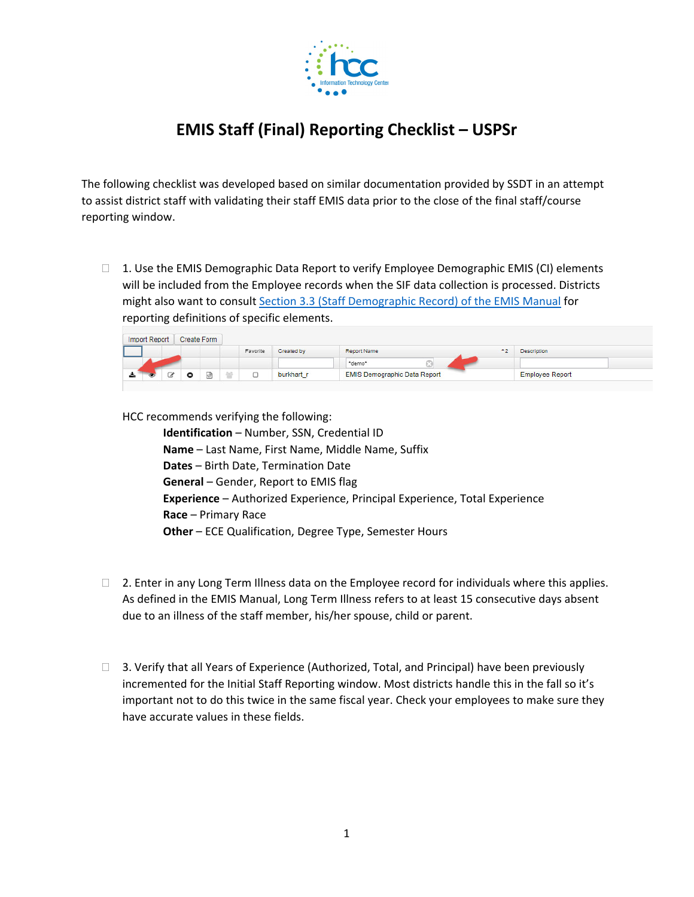# EMIS Staff (Final) Reporting Checklist – USPSr

The following checklist was developed based on similar documentation provided by SSDT in an attempt to assist district staff with validating their staff EMIS data prior to the close of the final staff/course reporting window.

- [ ] 1. Use the EMIS Demographic Data Report to verify Employee Demographic EMIS (CI) elements will be included from the Employee records when the SIF data collection is processed. Districts might also want to consult Section 3.3 (Staff Demographic Record) of the EMIS Manual for reporting definitions of specific elements.

  HCC recommends verifying the following:

  **Identification** – Number, SSN, Credential ID
  **Name** – Last Name, First Name, Middle Name, Suffix
  **Dates** – Birth Date, Termination Date
  **General** – Gender, Report to EMIS flag
  **Experience** – Authorized Experience, Principal Experience, Total Experience
  **Race** – Primary Race
  **Other** – ECE Qualification, Degree Type, Semester Hours

- [ ] 2. Enter in any Long Term Illness data on the Employee record for individuals where this applies. As defined in the EMIS Manual, Long Term Illness refers to at least 15 consecutive days absent due to an illness of the staff member, his/her spouse, child or parent.

- [ ] 3. Verify that all Years of Experience (Authorized, Total, and Principal) have been previously incremented for the Initial Staff Reporting window. Most districts handle this in the fall so it's important not to do this twice in the same fiscal year. Check your employees to make sure they have accurate values in these fields.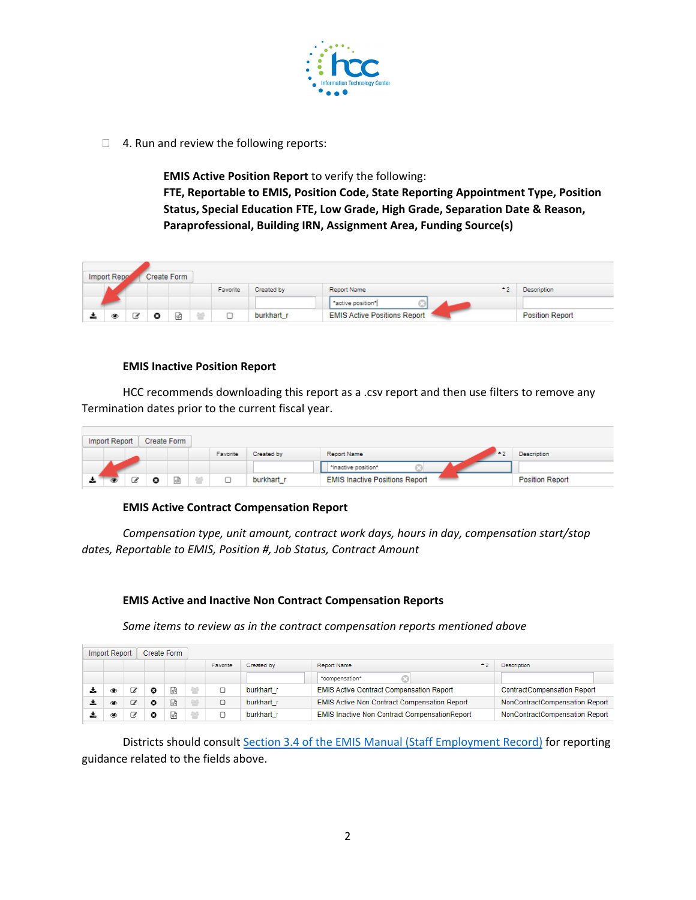☐ 4. Run and review the following reports:

**EMIS Active Position Report** to verify the following:
**FTE, Reportable to EMIS, Position Code, State Reporting Appointment Type, Position Status, Special Education FTE, Low Grade, High Grade, Separation Date & Reason, Paraprofessional, Building IRN, Assignment Area, Funding Source(s)**

| | | | | | | Favorite | Created by | Report Name | Description |
|---|---|---|---|---|---|---|---|---|---|
| | | | | | | | | *active position* | |
| | | | | | | ☐ | burkhart_r | EMIS Active Positions Report | Position Report |

**EMIS Inactive Position Report**

HCC recommends downloading this report as a .csv report and then use filters to remove any Termination dates prior to the current fiscal year.

| | | | | | | Favorite | Created by | Report Name | Description |
|---|---|---|---|---|---|---|---|---|---|
| | | | | | | | | *inactive position* | |
| | | | | | | ☐ | burkhart_r | EMIS Inactive Positions Report | Position Report |

**EMIS Active Contract Compensation Report**

*Compensation type, unit amount, contract work days, hours in day, compensation start/stop dates, Reportable to EMIS, Position #, Job Status, Contract Amount*

**EMIS Active and Inactive Non Contract Compensation Reports**

*Same items to review as in the contract compensation reports mentioned above*

| | | | | | | Favorite | Created by | Report Name | Description |
|---|---|---|---|---|---|---|---|---|---|
| | | | | | | | | *compensation* | |
| | | | | | | ☐ | burkhart_r | EMIS Active Contract Compensation Report | ContractCompensation Report |
| | | | | | | ☐ | burkhart_r | EMIS Active Non Contract Compensation Report | NonContractCompensation Report |
| | | | | | | ☐ | burkhart_r | EMIS Inactive Non Contract CompensationReport | NonContractCompensation Report |

Districts should consult Section 3.4 of the EMIS Manual (Staff Employment Record) for reporting guidance related to the fields above.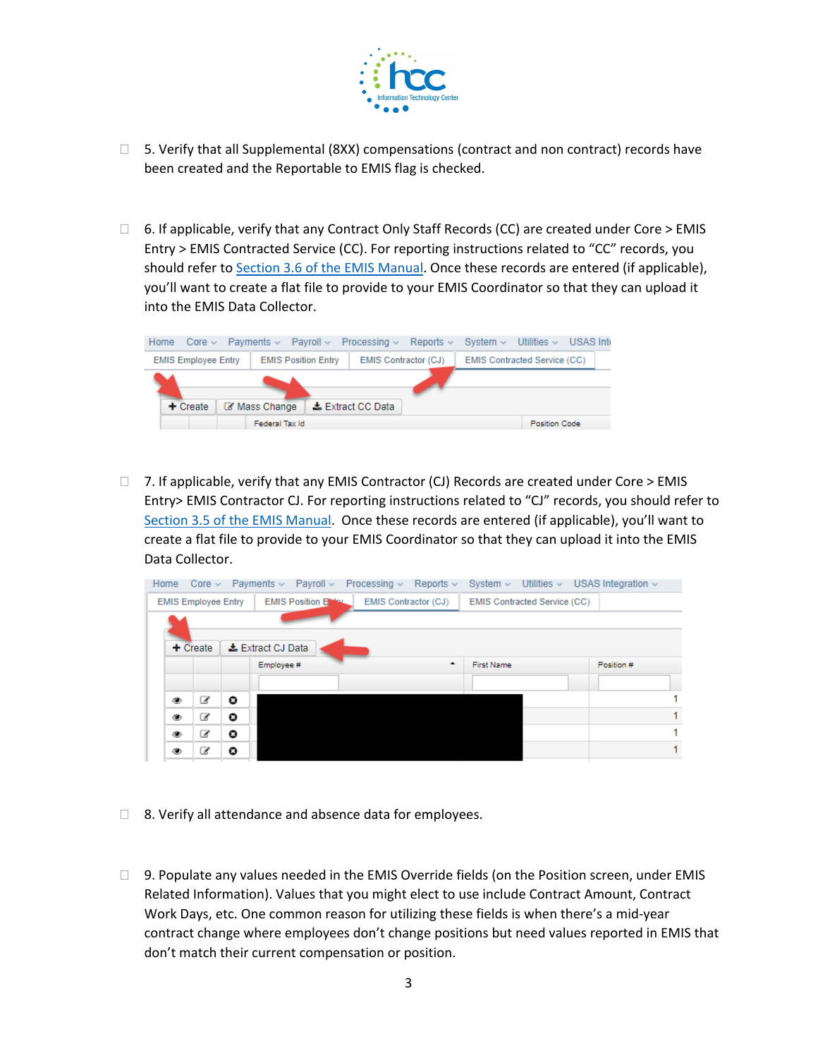- ☐ 5. Verify that all Supplemental (8XX) compensations (contract and non contract) records have been created and the Reportable to EMIS flag is checked.

- ☐ 6. If applicable, verify that any Contract Only Staff Records (CC) are created under Core > EMIS Entry > EMIS Contracted Service (CC). For reporting instructions related to "CC" records, you should refer to Section 3.6 of the EMIS Manual. Once these records are entered (if applicable), you'll want to create a flat file to provide to your EMIS Coordinator so that they can upload it into the EMIS Data Collector.

- ☐ 7. If applicable, verify that any EMIS Contractor (CJ) Records are created under Core > EMIS Entry> EMIS Contractor CJ. For reporting instructions related to "CJ" records, you should refer to Section 3.5 of the EMIS Manual. Once these records are entered (if applicable), you'll want to create a flat file to provide to your EMIS Coordinator so that they can upload it into the EMIS Data Collector.

- ☐ 8. Verify all attendance and absence data for employees.

- ☐ 9. Populate any values needed in the EMIS Override fields (on the Position screen, under EMIS Related Information). Values that you might elect to use include Contract Amount, Contract Work Days, etc. One common reason for utilizing these fields is when there's a mid-year contract change where employees don't change positions but need values reported in EMIS that don't match their current compensation or position.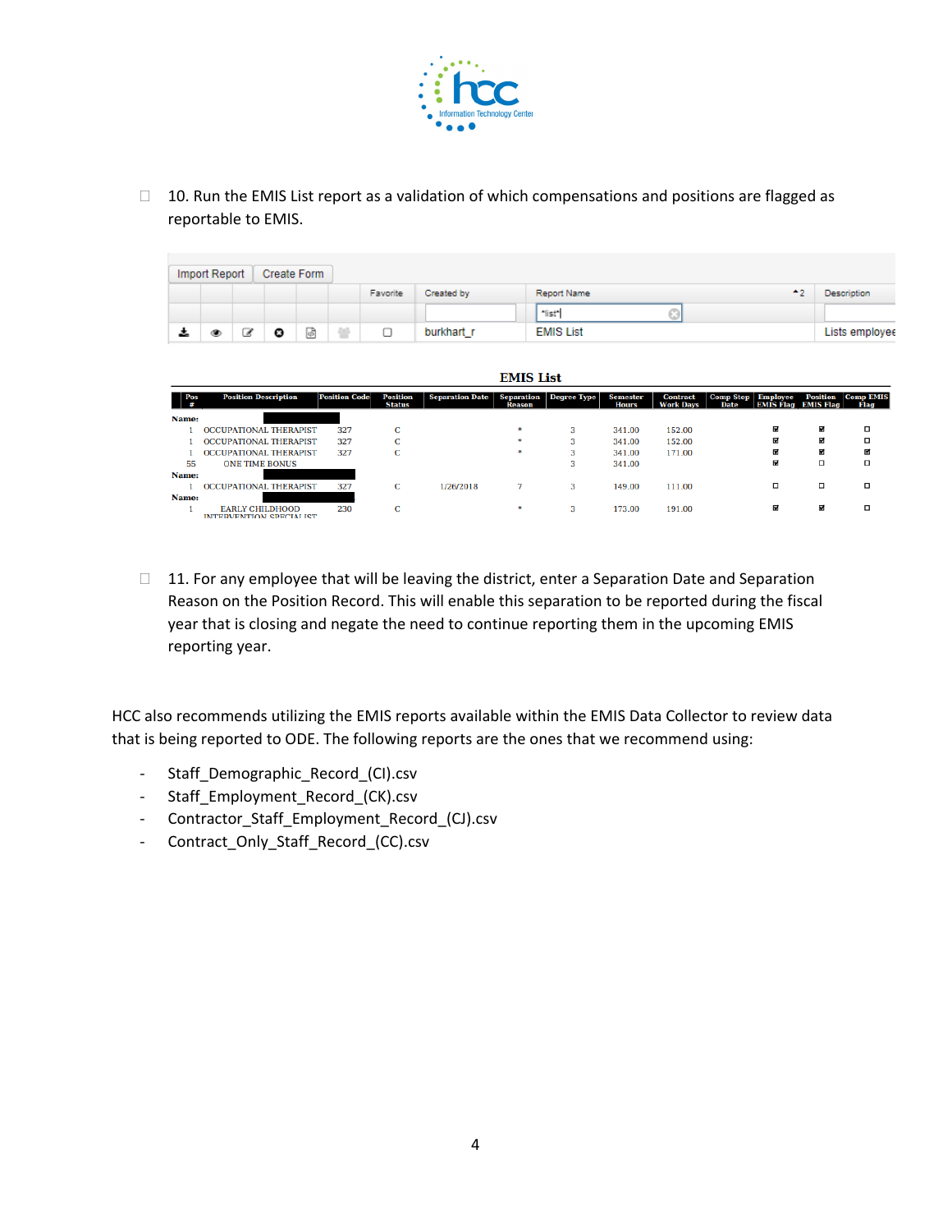☐ 10. Run the EMIS List report as a validation of which compensations and positions are flagged as reportable to EMIS.

| | | | | | | Favorite | Created by | Report Name | Description |
|---|---|---|---|---|---|---|---|---|---|
| | | | | | | | | *list* | |
| | | | | | | ☐ | burkhart_r | EMIS List | Lists employee |

**EMIS List**

| Pos # | Position Description | Position Code | Position Status | Separation Date | Separation Reason | Degree Type | Semester Hours | Contract Work Days | Comp Stop Date | Employee EMIS Flag | Position EMIS Flag | Comp EMIS Flag |
|---|---|---|---|---|---|---|---|---|---|---|---|---|
| **Name:** | | | | | | | | | | | | |
| 1 | OCCUPATIONAL THERAPIST | 327 | C | | * | 3 | 341.00 | 152.00 | | ☑ | ☑ | ☐ |
| 1 | OCCUPATIONAL THERAPIST | 327 | C | | * | 3 | 341.00 | 152.00 | | ☑ | ☑ | ☐ |
| 1 | OCCUPATIONAL THERAPIST | 327 | C | | * | 3 | 341.00 | 171.00 | | ☑ | ☑ | ☑ |
| 55 | ONE TIME BONUS | | | | | 3 | 341.00 | | | ☑ | ☐ | ☐ |
| **Name:** | | | | | | | | | | | | |
| 1 | OCCUPATIONAL THERAPIST | 327 | C | 1/26/2018 | 7 | 3 | 149.00 | 111.00 | | ☐ | ☐ | ☐ |
| **Name:** | | | | | | | | | | | | |
| 1 | EARLY CHILDHOOD INTERVENTION SPECIALIST | 230 | C | | * | 3 | 173.00 | 191.00 | | ☑ | ☑ | ☐ |

☐ 11. For any employee that will be leaving the district, enter a Separation Date and Separation Reason on the Position Record. This will enable this separation to be reported during the fiscal year that is closing and negate the need to continue reporting them in the upcoming EMIS reporting year.

HCC also recommends utilizing the EMIS reports available within the EMIS Data Collector to review data that is being reported to ODE. The following reports are the ones that we recommend using:

- Staff_Demographic_Record_(CI).csv
- Staff_Employment_Record_(CK).csv
- Contractor_Staff_Employment_Record_(CJ).csv
- Contract_Only_Staff_Record_(CC).csv